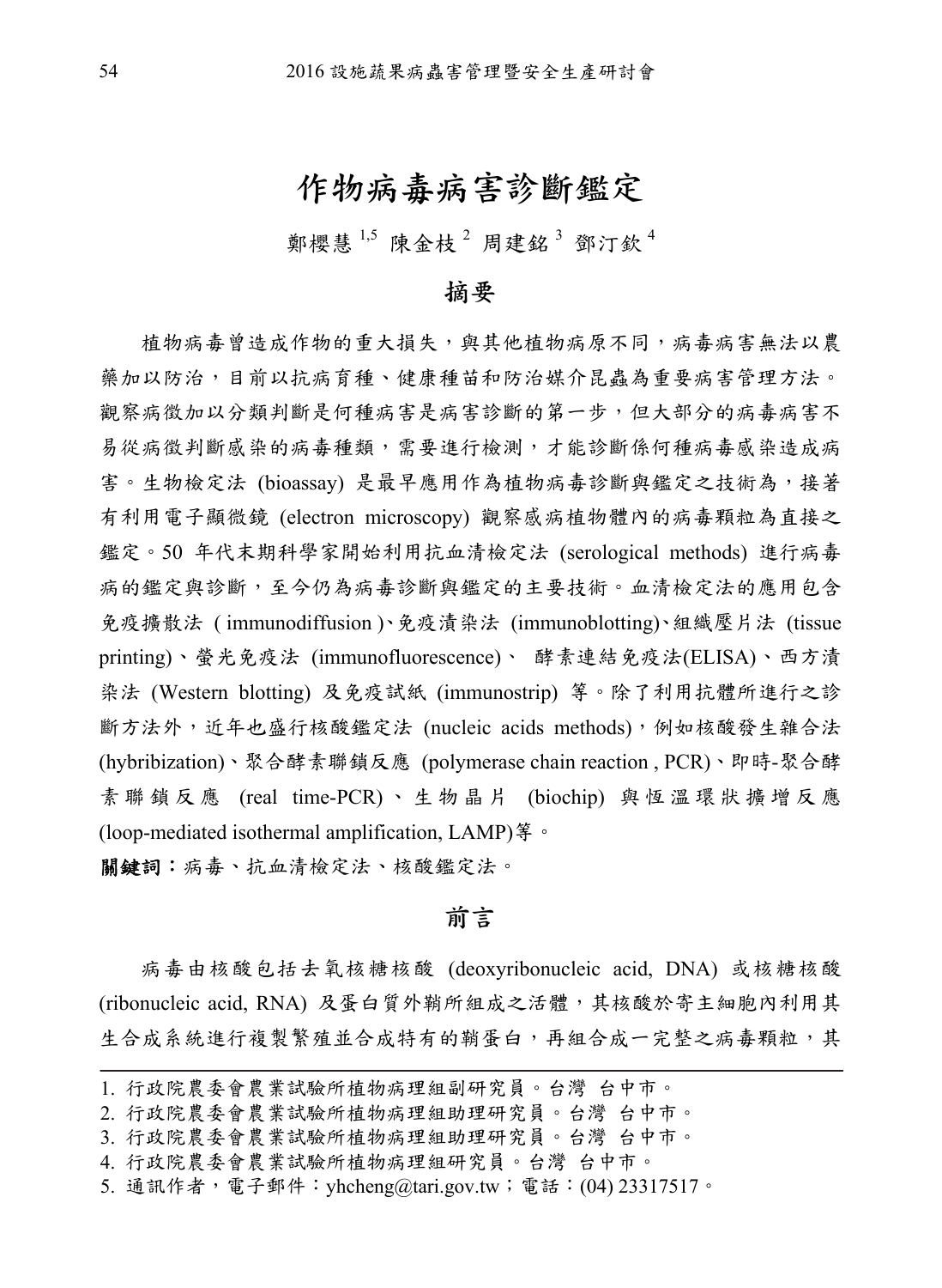# 作物病毒病害診斷鑑定

鄭櫻慧[1,5] 陳金枝[2] 周建銘[3] 鄧汀欽[4]

## 摘要

植物病毒曾造成作物的重大損失，與其他植物病原不同，病毒病害無法以農藥加以防治，目前以抗病育種、健康種苗和防治媒介昆蟲為重要病害管理方法。觀察病徵加以分類判斷是何種病害是病害診斷的第一步，但大部分的病毒病害不易從病徵判斷感染的病毒種類，需要進行檢測，才能診斷係何種病毒感染造成病害。生物檢定法 (bioassay) 是最早應用作為植物病毒診斷與鑑定之技術為，接著有利用電子顯微鏡 (electron microscopy) 觀察感病植物體內的病毒顆粒為直接之鑑定。50 年代末期科學家開始利用抗血清檢定法 (serological methods) 進行病毒病的鑑定與診斷，至今仍為病毒診斷與鑑定的主要技術。血清檢定法的應用包含免疫擴散法 ( immunodiffusion )、免疫漬染法 (immunoblotting)、組織壓片法 (tissue printing)、螢光免疫法 (immunofluorescence)、 酵素連結免疫法(ELISA)、西方漬染法 (Western blotting) 及免疫試紙 (immunostrip) 等。除了利用抗體所進行之診斷方法外，近年也盛行核酸鑑定法 (nucleic acids methods)，例如核酸發生雜合法 (hybribization)、聚合酵素聯鎖反應 (polymerase chain reaction , PCR)、即時-聚合酵素聯鎖反應 (real time-PCR)、生物晶片 (biochip) 與恆溫環狀擴增反應 (loop-mediated isothermal amplification, LAMP)等。

**關鍵詞**：病毒、抗血清檢定法、核酸鑑定法。

## 前言

病毒由核酸包括去氧核糖核酸 (deoxyribonucleic acid, DNA) 或核糖核酸 (ribonucleic acid, RNA) 及蛋白質外鞘所組成之活體，其核酸於寄主細胞內利用其生合成系統進行複製繁殖並合成特有的鞘蛋白，再組合成一完整之病毒顆粒，其

---

1. 行政院農委會農業試驗所植物病理組副研究員。台灣 台中市。
2. 行政院農委會農業試驗所植物病理組助理研究員。台灣 台中市。
3. 行政院農委會農業試驗所植物病理組助理研究員。台灣 台中市。
4. 行政院農委會農業試驗所植物病理組研究員。台灣 台中市。
5. 通訊作者，電子郵件：yhcheng@tari.gov.tw；電話：(04) 23317517。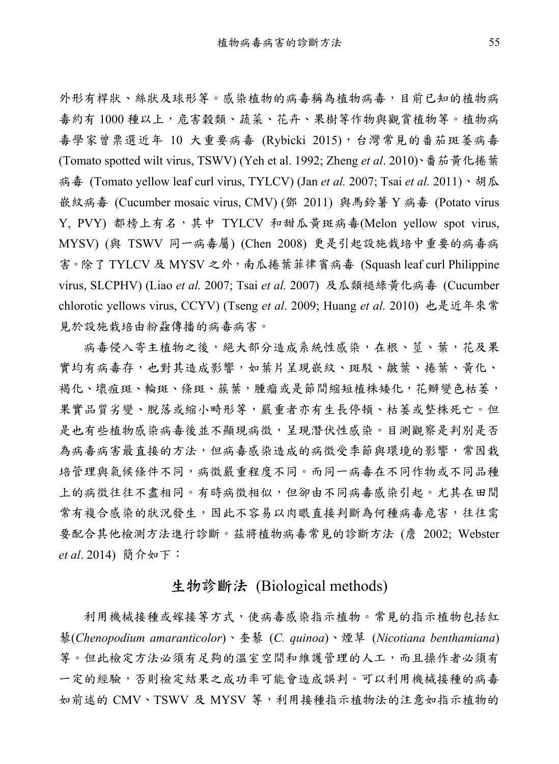外形有桿狀、絲狀及球形等。感染植物的病毒稱為植物病毒，目前已知的植物病毒約有 1000 種以上，危害穀類、蔬菜、花卉、果樹等作物與觀賞植物等。植物病毒學家曾票選近年 10 大重要病毒 (Rybicki 2015)，台灣常見的番茄斑萎病毒 (Tomato spotted wilt virus, TSWV) (Yeh et al. 1992; Zheng *et al*. 2010)、番茄黃化捲葉病毒 (Tomato yellow leaf curl virus, TYLCV) (Jan *et al.* 2007; Tsai *et al.* 2011)、胡瓜嵌紋病毒 (Cucumber mosaic virus, CMV) (鄧 2011) 與馬鈴薯 Y 病毒 (Potato virus Y, PVY) 都榜上有名，其中 TYLCV 和甜瓜黃斑病毒(Melon yellow spot virus, MYSV) (與 TSWV 同一病毒屬) (Chen 2008) 更是引起設施栽培中重要的病毒病害。除了 TYLCV 及 MYSV 之外，南瓜捲葉菲律賓病毒 (Squash leaf curl Philippine virus, SLCPHV) (Liao *et al.* 2007; Tsai *et al.* 2007) 及瓜類褪綠黃化病毒 (Cucumber chlorotic yellows virus, CCYV) (Tseng *et al*. 2009; Huang *et al.* 2010) 也是近年來常見於設施栽培由粉蝨傳播的病毒病害。

病毒侵入寄主植物之後，絕大部分造成系統性感染，在根、莖、葉，花及果實均有病毒存，也對其造成影響，如葉片呈現嵌紋、斑駁、皺葉、捲葉、黃化、褐化、壞疽斑、輪斑、條斑、簇葉，腫瘤或是節間縮短植株矮化，花瓣變色枯萎，果實品質劣變、脫落或縮小畸形等，嚴重者亦有生長停頓、枯萎或整株死亡。但是也有些植物感染病毒後並不顯現病徵，呈現潛伏性感染。目測觀察是判別是否為病毒病害最直接的方法，但病毒感染造成的病徵受季節與環境的影響，常因栽培管理與氣候條件不同，病徵嚴重程度不同。而同一病毒在不同作物或不同品種上的病徵往往不盡相同。有時病徵相似，但卻由不同病毒感染引起。尤其在田間常有複合感染的狀況發生，因此不容易以肉眼直接判斷為何種病毒危害，往往需要配合其他檢測方法進行診斷。茲將植物病毒常見的診斷方法 (詹 2002; Webster *et al*. 2014) 簡介如下：

## 生物診斷法 (Biological methods)

利用機械接種或嫁接等方式，使病毒感染指示植物。常見的指示植物包括紅藜(*Chenopodium amaranticolor*)、奎藜 (*C. quinoa*)、煙草 (*Nicotiana benthamiana*) 等。但此檢定方法必須有足夠的溫室空間和維護管理的人工，而且操作者必須有一定的經驗，否則檢定結果之成功率可能會造成誤判。可以利用機械接種的病毒如前述的 CMV、TSWV 及 MYSV 等，利用接種指示植物法的注意如指示植物的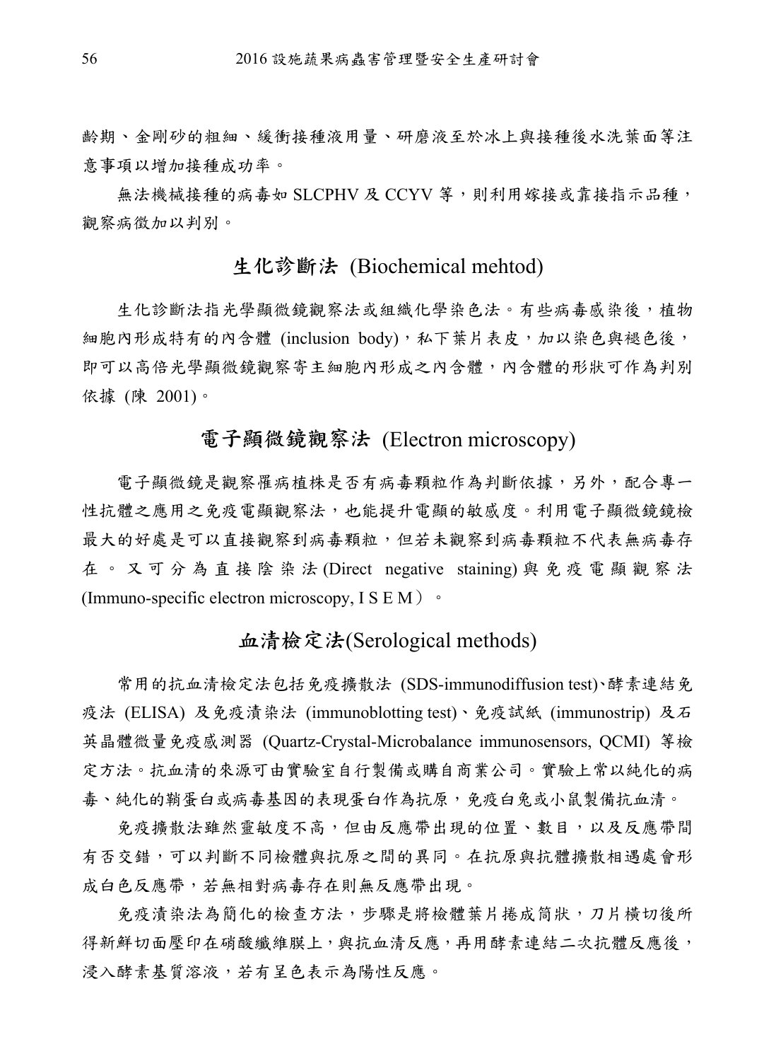齡期、金剛砂的粗細、緩衝接種液用量、研磨液至於冰上與接種後水洗葉面等注意事項以增加接種成功率。

無法機械接種的病毒如 SLCPHV 及 CCYV 等，則利用嫁接或靠接指示品種，觀察病徵加以判別。

## 生化診斷法 (Biochemical mehtod)

生化診斷法指光學顯微鏡觀察法或組織化學染色法。有些病毒感染後，植物細胞內形成特有的內含體 (inclusion body)，私下葉片表皮，加以染色與褪色後，即可以高倍光學顯微鏡觀察寄主細胞內形成之內含體，內含體的形狀可作為判別依據 (陳 2001)。

## 電子顯微鏡觀察法 (Electron microscopy)

電子顯微鏡是觀察罹病植株是否有病毒顆粒作為判斷依據，另外，配合專一性抗體之應用之免疫電顯觀察法，也能提升電顯的敏感度。利用電子顯微鏡鏡檢最大的好處是可以直接觀察到病毒顆粒，但若未觀察到病毒顆粒不代表無病毒存在。又可分為直接陰染法 (Direct negative staining) 與免疫電顯觀察法 (Immuno-specific electron microscopy, I S E M）。

## 血清檢定法(Serological methods)

常用的抗血清檢定法包括免疫擴散法 (SDS-immunodiffusion test)、酵素連結免疫法 (ELISA) 及免疫漬染法 (immunoblotting test)、免疫試紙 (immunostrip) 及石英晶體微量免疫感測器 (Quartz-Crystal-Microbalance immunosensors, QCMI) 等檢定方法。抗血清的來源可由實驗室自行製備或購自商業公司。實驗上常以純化的病毒、純化的鞘蛋白或病毒基因的表現蛋白作為抗原，免疫白兔或小鼠製備抗血清。

免疫擴散法雖然靈敏度不高，但由反應帶出現的位置、數目，以及反應帶間有否交錯，可以判斷不同檢體與抗原之間的異同。在抗原與抗體擴散相遇處會形成白色反應帶，若無相對病毒存在則無反應帶出現。

免疫漬染法為簡化的檢查方法，步驟是將檢體葉片捲成筒狀，刀片橫切後所得新鮮切面壓印在硝酸纖維膜上，與抗血清反應，再用酵素連結二次抗體反應後，浸入酵素基質溶液，若有呈色表示為陽性反應。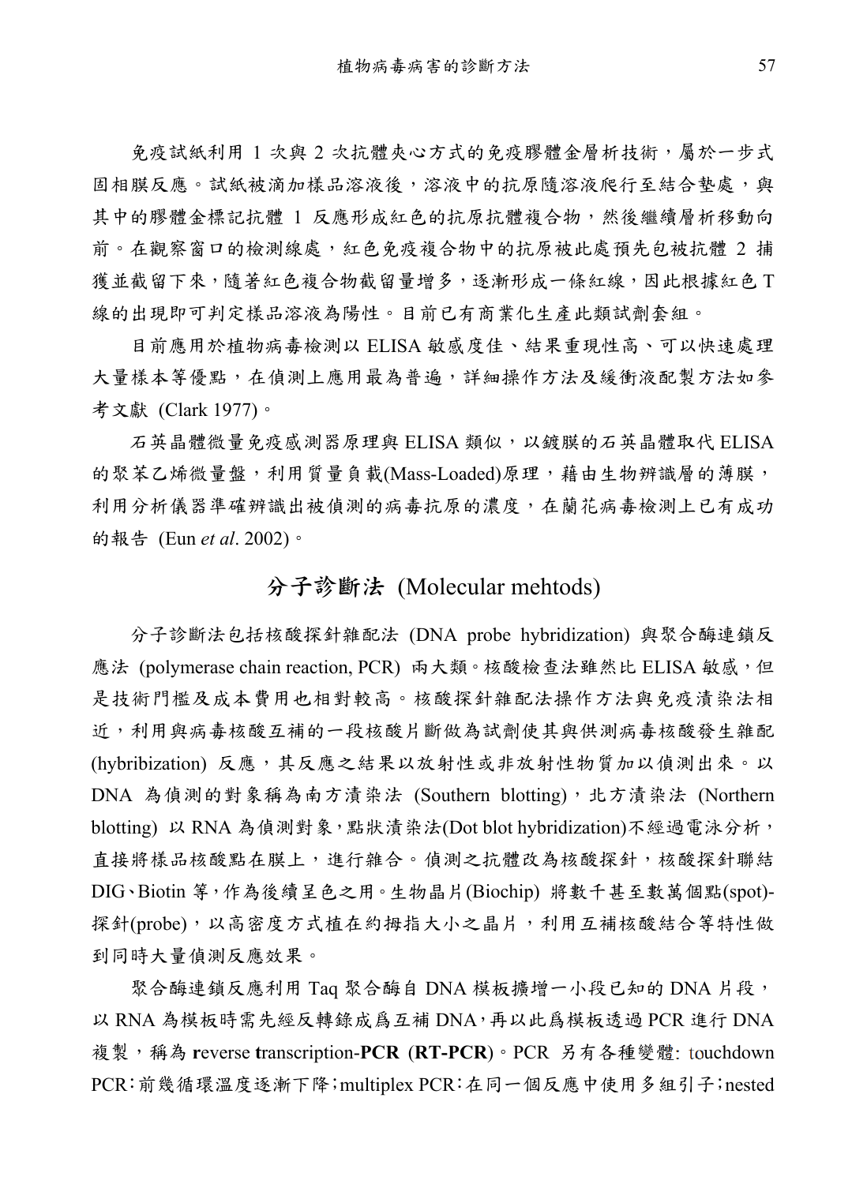免疫試紙利用 1 次與 2 次抗體夾心方式的免疫膠體金層析技術，屬於一步式固相膜反應。試紙被滴加樣品溶液後，溶液中的抗原隨溶液爬行至結合墊處，與其中的膠體金標記抗體 1 反應形成紅色的抗原抗體複合物，然後繼續層析移動向前。在觀察窗口的檢測線處，紅色免疫複合物中的抗原被此處預先包被抗體 2 捕獲並截留下來，隨著紅色複合物截留量增多，逐漸形成一條紅線，因此根據紅色 T 線的出現即可判定樣品溶液為陽性。目前已有商業化生產此類試劑套組。

目前應用於植物病毒檢測以 ELISA 敏感度佳、結果重現性高、可以快速處理大量樣本等優點，在偵測上應用最為普遍，詳細操作方法及緩衝液配製方法如參考文獻 (Clark 1977)。

石英晶體微量免疫感測器原理與 ELISA 類似，以鍍膜的石英晶體取代 ELISA 的聚苯乙烯微量盤，利用質量負載(Mass-Loaded)原理，藉由生物辨識層的薄膜，利用分析儀器準確辨識出被偵測的病毒抗原的濃度，在蘭花病毒檢測上已有成功的報告 (Eun *et al*. 2002)。

## 分子診斷法 (Molecular mehtods)

分子診斷法包括核酸探針雜配法 (DNA probe hybridization) 與聚合酶連鎖反應法 (polymerase chain reaction, PCR) 兩大類。核酸檢查法雖然比 ELISA 敏感，但是技術門檻及成本費用也相對較高。核酸探針雜配法操作方法與免疫漬染法相近，利用與病毒核酸互補的一段核酸片斷做為試劑使其與供測病毒核酸發生雜配(hybribization) 反應，其反應之結果以放射性或非放射性物質加以偵測出來。以 DNA 為偵測的對象稱為南方漬染法 (Southern blotting)，北方漬染法 (Northern blotting) 以 RNA 為偵測對象，點狀漬染法(Dot blot hybridization)不經過電泳分析，直接將樣品核酸點在膜上，進行雜合。偵測之抗體改為核酸探針，核酸探針聯結 DIG、Biotin 等，作為後續呈色之用。生物晶片(Biochip) 將數千甚至數萬個點(spot)-探針(probe)，以高密度方式植在約拇指大小之晶片，利用互補核酸結合等特性做到同時大量偵測反應效果。

聚合酶連鎖反應利用 Taq 聚合酶自 DNA 模板擴增一小段已知的 DNA 片段，以 RNA 為模板時需先經反轉錄成爲互補 DNA，再以此爲模板透過 PCR 進行 DNA 複製，稱為 **r**everse **t**ranscription-**PCR** (**RT-PCR**)。PCR 另有各種變體: touchdown PCR：前幾循環溫度逐漸下降；multiplex PCR：在同一個反應中使用多組引子；nested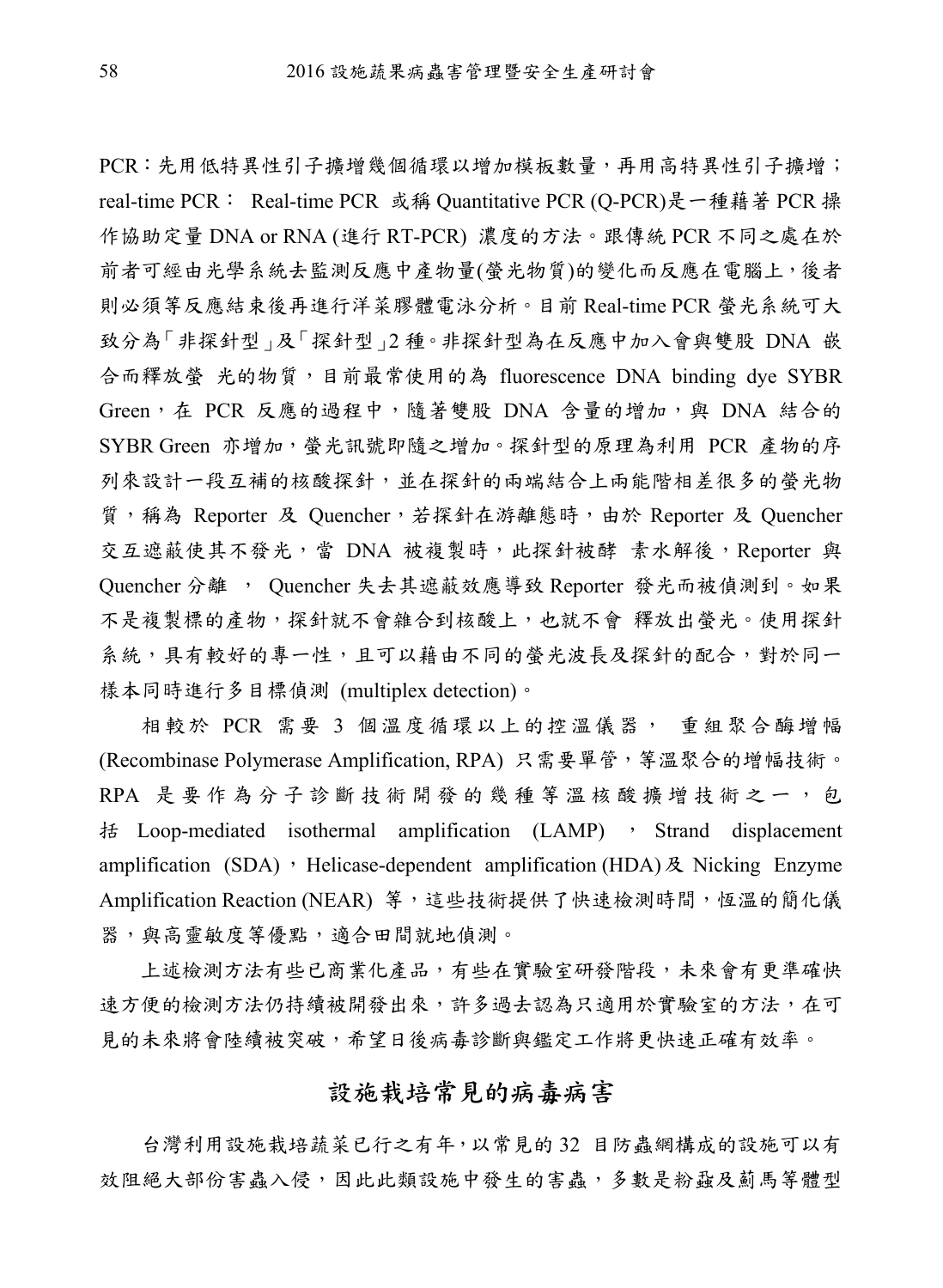PCR：先用低特異性引子擴增幾個循環以增加模板數量，再用高特異性引子擴增；real-time PCR： Real-time PCR 或稱 Quantitative PCR (Q-PCR)是一種藉著 PCR 操作協助定量 DNA or RNA (進行 RT-PCR) 濃度的方法。跟傳統 PCR 不同之處在於前者可經由光學系統去監測反應中產物量(螢光物質)的變化而反應在電腦上，後者則必須等反應結束後再進行洋菜膠體電泳分析。目前 Real-time PCR 螢光系統可大致分為「非探針型」及「探針型」2 種。非探針型為在反應中加入會與雙股 DNA 嵌合而釋放螢 光的物質，目前最常使用的為 fluorescence DNA binding dye SYBR Green，在 PCR 反應的過程中，隨著雙股 DNA 含量的增加，與 DNA 結合的 SYBR Green 亦增加，螢光訊號即隨之增加。探針型的原理為利用 PCR 產物的序列來設計一段互補的核酸探針，並在探針的兩端結合上兩能階相差很多的螢光物質，稱為 Reporter 及 Quencher，若探針在游離態時，由於 Reporter 及 Quencher 交互遮蔽使其不發光，當 DNA 被複製時，此探針被酵 素水解後，Reporter 與 Quencher 分離 ， Quencher 失去其遮蔽效應導致 Reporter 發光而被偵測到。如果不是複製標的產物，探針就不會雜合到核酸上，也就不會 釋放出螢光。使用探針系統，具有較好的專一性，且可以藉由不同的螢光波長及探針的配合，對於同一樣本同時進行多目標偵測 (multiplex detection)。

相較於 PCR 需要 3 個溫度循環以上的控溫儀器， 重組聚合酶增幅 (Recombinase Polymerase Amplification, RPA) 只需要單管，等溫聚合的增幅技術。RPA 是要作為分子診斷技術開發的幾種等溫核酸擴增技術之一，包括 Loop-mediated isothermal amplification (LAMP)，Strand displacement amplification (SDA)，Helicase-dependent amplification (HDA)及 Nicking Enzyme Amplification Reaction (NEAR) 等，這些技術提供了快速檢測時間，恆溫的簡化儀器，與高靈敏度等優點，適合田間就地偵測。

上述檢測方法有些已商業化產品，有些在實驗室研發階段，未來會有更準確快速方便的檢測方法仍持續被開發出來，許多過去認為只適用於實驗室的方法，在可見的未來將會陸續被突破，希望日後病毒診斷與鑑定工作將更快速正確有效率。

## 設施栽培常見的病毒病害

台灣利用設施栽培蔬菜已行之有年，以常見的 32 目防蟲網構成的設施可以有效阻絕大部份害蟲入侵，因此此類設施中發生的害蟲，多數是粉蝨及薊馬等體型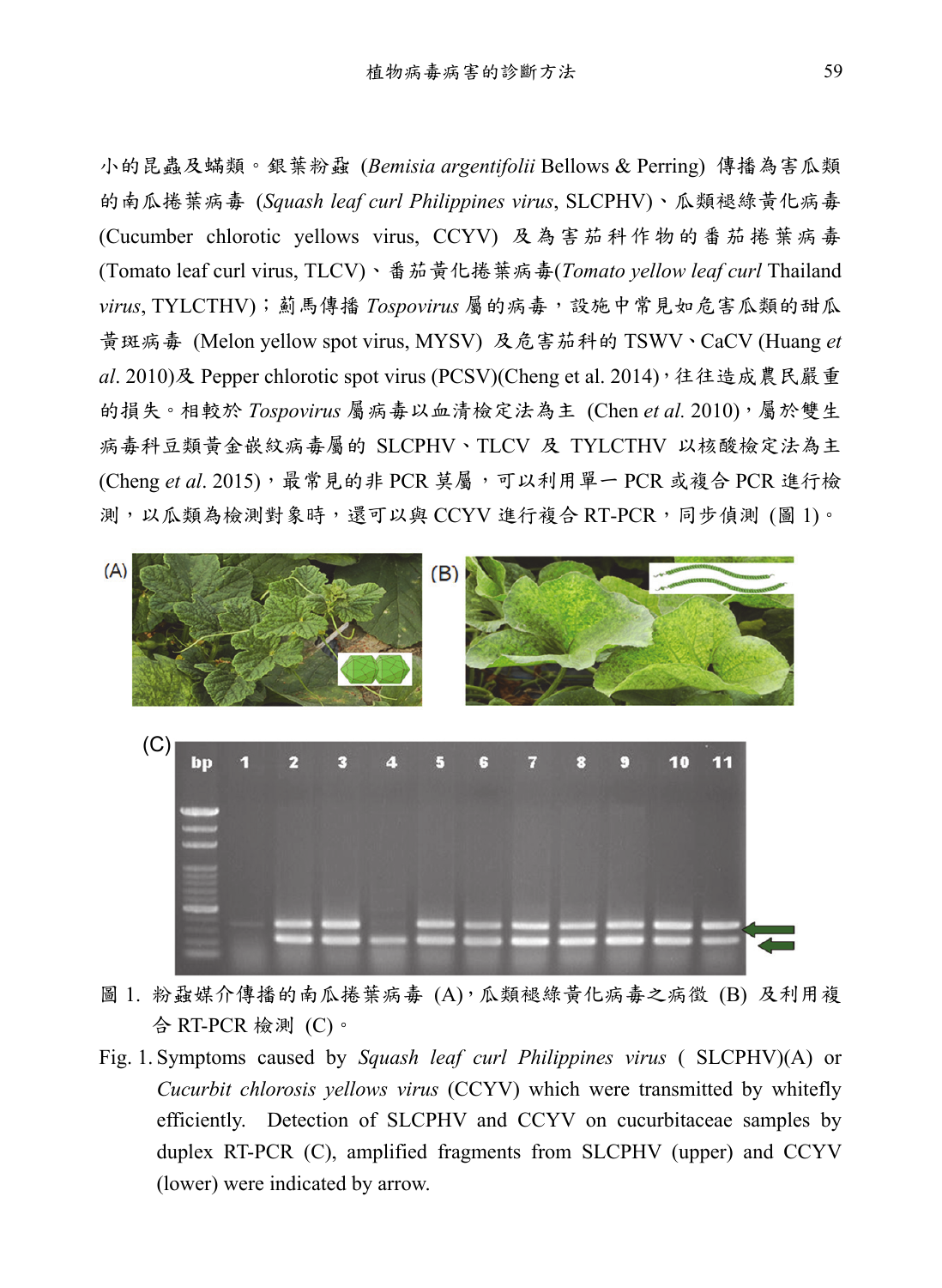小的昆蟲及蟎類。銀葉粉蝨 (*Bemisia argentifolii* Bellows & Perring) 傳播為害瓜類的南瓜捲葉病毒 (*Squash leaf curl Philippines virus*, SLCPHV)、瓜類褪綠黃化病毒 (Cucumber chlorotic yellows virus, CCYV) 及為害茄科作物的番茄捲葉病毒 (Tomato leaf curl virus, TLCV)、番茄黃化捲葉病毒(*Tomato yellow leaf curl* Thailand *virus*, TYLCTHV)；薊馬傳播 *Tospovirus* 屬的病毒，設施中常見如危害瓜類的甜瓜黃斑病毒 (Melon yellow spot virus, MYSV) 及危害茄科的 TSWV、CaCV (Huang *et al*. 2010)及 Pepper chlorotic spot virus (PCSV)(Cheng et al. 2014)，往往造成農民嚴重的損失。相較於 *Tospovirus* 屬病毒以血清檢定法為主 (Chen *et al.* 2010)，屬於雙生病毒科豆類黃金嵌紋病毒屬的 SLCPHV、TLCV 及 TYLCTHV 以核酸檢定法為主 (Cheng *et al*. 2015)，最常見的非 PCR 莫屬，可以利用單一 PCR 或複合 PCR 進行檢測，以瓜類為檢測對象時，還可以與 CCYV 進行複合 RT-PCR，同步偵測 (圖 1)。

圖 1. 粉蝨媒介傳播的南瓜捲葉病毒 (A)，瓜類褪綠黃化病毒之病徵 (B) 及利用複合 RT-PCR 檢測 (C)。

Fig. 1. Symptoms caused by *Squash leaf curl Philippines virus* ( SLCPHV)(A) or *Cucurbit chlorosis yellows virus* (CCYV) which were transmitted by whitefly efficiently. Detection of SLCPHV and CCYV on cucurbitaceae samples by duplex RT-PCR (C), amplified fragments from SLCPHV (upper) and CCYV (lower) were indicated by arrow.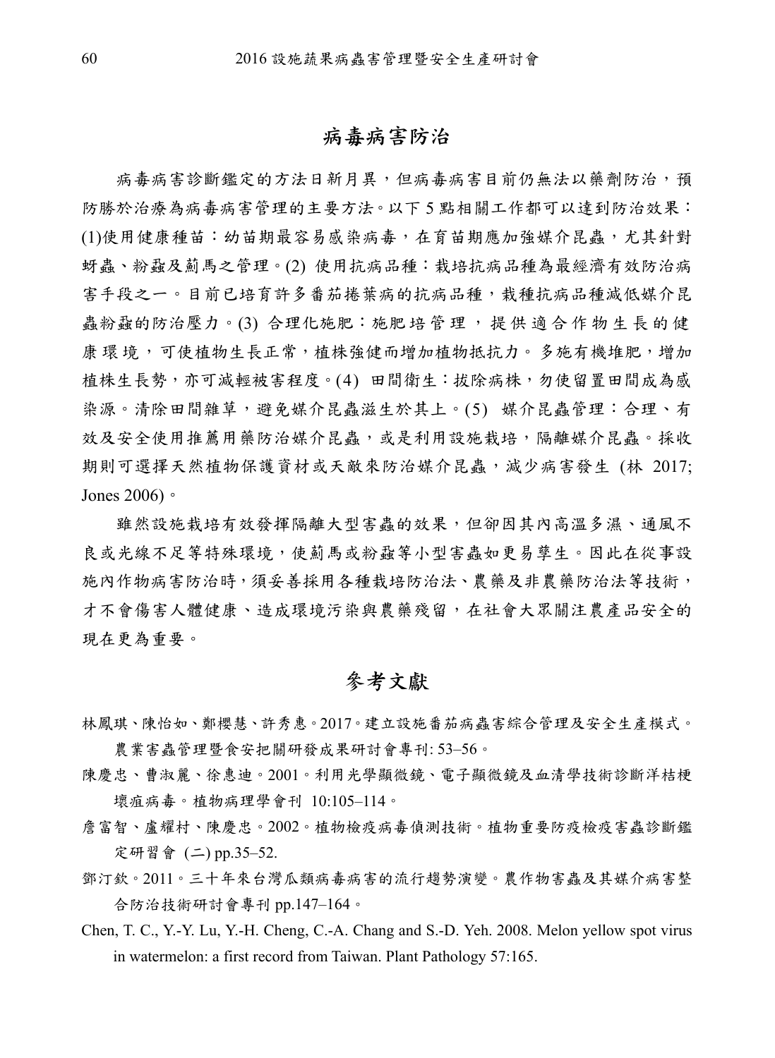## 病毒病害防治

病毒病害診斷鑑定的方法日新月異，但病毒病害目前仍無法以藥劑防治，預防勝於治療為病毒病害管理的主要方法。以下 5 點相關工作都可以達到防治效果：(1)使用健康種苗：幼苗期最容易感染病毒，在育苗期應加強媒介昆蟲，尤其針對蚜蟲、粉蝨及薊馬之管理。(2) 使用抗病品種：栽培抗病品種為最經濟有效防治病害手段之一。目前已培育許多番茄捲葉病的抗病品種，栽種抗病品種減低媒介昆蟲粉蝨的防治壓力。(3) 合理化施肥：施肥培管理，提供適合作物生長的健康環境，可使植物生長正常，植株強健而增加植物抵抗力。多施有機堆肥，增加植株生長勢，亦可減輕被害程度。(4) 田間衛生：拔除病株，勿使留置田間成為感染源。清除田間雜草，避免媒介昆蟲滋生於其上。(5) 媒介昆蟲管理：合理、有效及安全使用推薦用藥防治媒介昆蟲，或是利用設施栽培，隔離媒介昆蟲。採收期則可選擇天然植物保護資材或天敵來防治媒介昆蟲，減少病害發生 (林 2017; Jones 2006)。

雖然設施栽培有效發揮隔離大型害蟲的效果，但卻因其內高溫多濕、通風不良或光線不足等特殊環境，使薊馬或粉蝨等小型害蟲如更易孳生。因此在從事設施內作物病害防治時，須妥善採用各種栽培防治法、農藥及非農藥防治法等技術，才不會傷害人體健康、造成環境污染與農藥殘留，在社會大眾關注農產品安全的現在更為重要。

## 參考文獻

林鳳琪、陳怡如、鄭櫻慧、許秀惠。2017。建立設施番茄病蟲害綜合管理及安全生產模式。農業害蟲管理暨食安把關研發成果研討會專刊: 53–56。

陳慶忠、曹淑麗、徐惠迪。2001。利用光學顯微鏡、電子顯微鏡及血清學技術診斷洋桔梗壞疽病毒。植物病理學會刊 10:105–114。

詹富智、盧耀村、陳慶忠。2002。植物檢疫病毒偵測技術。植物重要防疫檢疫害蟲診斷鑑定研習會 (二) pp.35–52.

鄧汀欽。2011。三十年來台灣瓜類病毒病害的流行趨勢演變。農作物害蟲及其媒介病害整合防治技術研討會專刊 pp.147–164。

Chen, T. C., Y.-Y. Lu, Y.-H. Cheng, C.-A. Chang and S.-D. Yeh. 2008. Melon yellow spot virus in watermelon: a first record from Taiwan. Plant Pathology 57:165.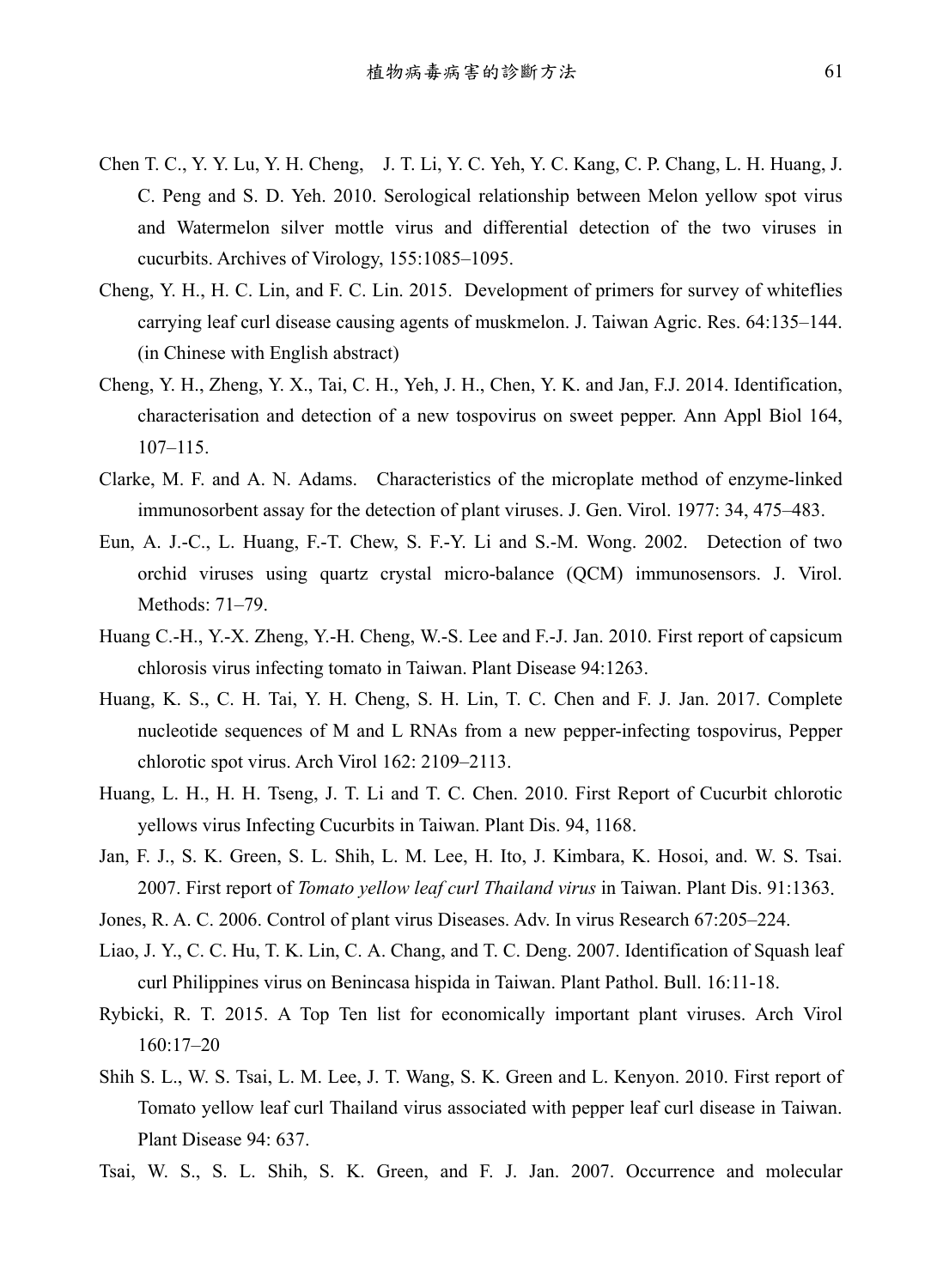Chen T. C., Y. Y. Lu, Y. H. Cheng, J. T. Li, Y. C. Yeh, Y. C. Kang, C. P. Chang, L. H. Huang, J. C. Peng and S. D. Yeh. 2010. Serological relationship between Melon yellow spot virus and Watermelon silver mottle virus and differential detection of the two viruses in cucurbits. Archives of Virology, 155:1085–1095.

Cheng, Y. H., H. C. Lin, and F. C. Lin. 2015. Development of primers for survey of whiteflies carrying leaf curl disease causing agents of muskmelon. J. Taiwan Agric. Res. 64:135–144. (in Chinese with English abstract)

Cheng, Y. H., Zheng, Y. X., Tai, C. H., Yeh, J. H., Chen, Y. K. and Jan, F.J. 2014. Identification, characterisation and detection of a new tospovirus on sweet pepper. Ann Appl Biol 164, 107–115.

Clarke, M. F. and A. N. Adams. Characteristics of the microplate method of enzyme-linked immunosorbent assay for the detection of plant viruses. J. Gen. Virol. 1977: 34, 475–483.

Eun, A. J.-C., L. Huang, F.-T. Chew, S. F.-Y. Li and S.-M. Wong. 2002. Detection of two orchid viruses using quartz crystal micro-balance (QCM) immunosensors. J. Virol. Methods: 71–79.

Huang C.-H., Y.-X. Zheng, Y.-H. Cheng, W.-S. Lee and F.-J. Jan. 2010. First report of capsicum chlorosis virus infecting tomato in Taiwan. Plant Disease 94:1263.

Huang, K. S., C. H. Tai, Y. H. Cheng, S. H. Lin, T. C. Chen and F. J. Jan. 2017. Complete nucleotide sequences of M and L RNAs from a new pepper-infecting tospovirus, Pepper chlorotic spot virus. Arch Virol 162: 2109–2113.

Huang, L. H., H. H. Tseng, J. T. Li and T. C. Chen. 2010. First Report of Cucurbit chlorotic yellows virus Infecting Cucurbits in Taiwan. Plant Dis. 94, 1168.

Jan, F. J., S. K. Green, S. L. Shih, L. M. Lee, H. Ito, J. Kimbara, K. Hosoi, and. W. S. Tsai. 2007. First report of *Tomato yellow leaf curl Thailand virus* in Taiwan. Plant Dis. 91:1363.

Jones, R. A. C. 2006. Control of plant virus Diseases. Adv. In virus Research 67:205–224.

Liao, J. Y., C. C. Hu, T. K. Lin, C. A. Chang, and T. C. Deng. 2007. Identification of Squash leaf curl Philippines virus on Benincasa hispida in Taiwan. Plant Pathol. Bull. 16:11-18.

Rybicki, R. T. 2015. A Top Ten list for economically important plant viruses. Arch Virol 160:17–20

Shih S. L., W. S. Tsai, L. M. Lee, J. T. Wang, S. K. Green and L. Kenyon. 2010. First report of Tomato yellow leaf curl Thailand virus associated with pepper leaf curl disease in Taiwan. Plant Disease 94: 637.

Tsai, W. S., S. L. Shih, S. K. Green, and F. J. Jan. 2007. Occurrence and molecular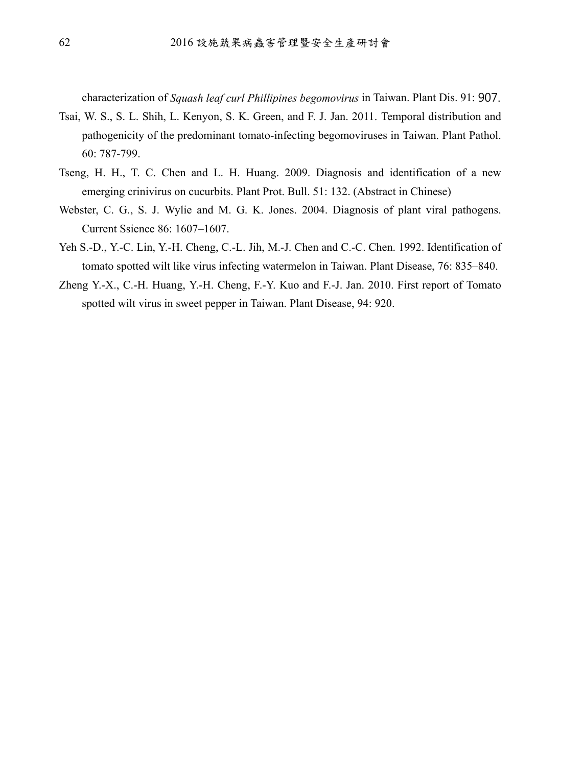characterization of *Squash leaf curl Phillipines begomovirus* in Taiwan. Plant Dis. 91: 907.

Tsai, W. S., S. L. Shih, L. Kenyon, S. K. Green, and F. J. Jan. 2011. Temporal distribution and pathogenicity of the predominant tomato-infecting begomoviruses in Taiwan. Plant Pathol. 60: 787-799.

Tseng, H. H., T. C. Chen and L. H. Huang. 2009. Diagnosis and identification of a new emerging crinivirus on cucurbits. Plant Prot. Bull. 51: 132. (Abstract in Chinese)

Webster, C. G., S. J. Wylie and M. G. K. Jones. 2004. Diagnosis of plant viral pathogens. Current Ssience 86: 1607–1607.

Yeh S.-D., Y.-C. Lin, Y.-H. Cheng, C.-L. Jih, M.-J. Chen and C.-C. Chen. 1992. Identification of tomato spotted wilt like virus infecting watermelon in Taiwan. Plant Disease, 76: 835–840.

Zheng Y.-X., C.-H. Huang, Y.-H. Cheng, F.-Y. Kuo and F.-J. Jan. 2010. First report of Tomato spotted wilt virus in sweet pepper in Taiwan. Plant Disease, 94: 920.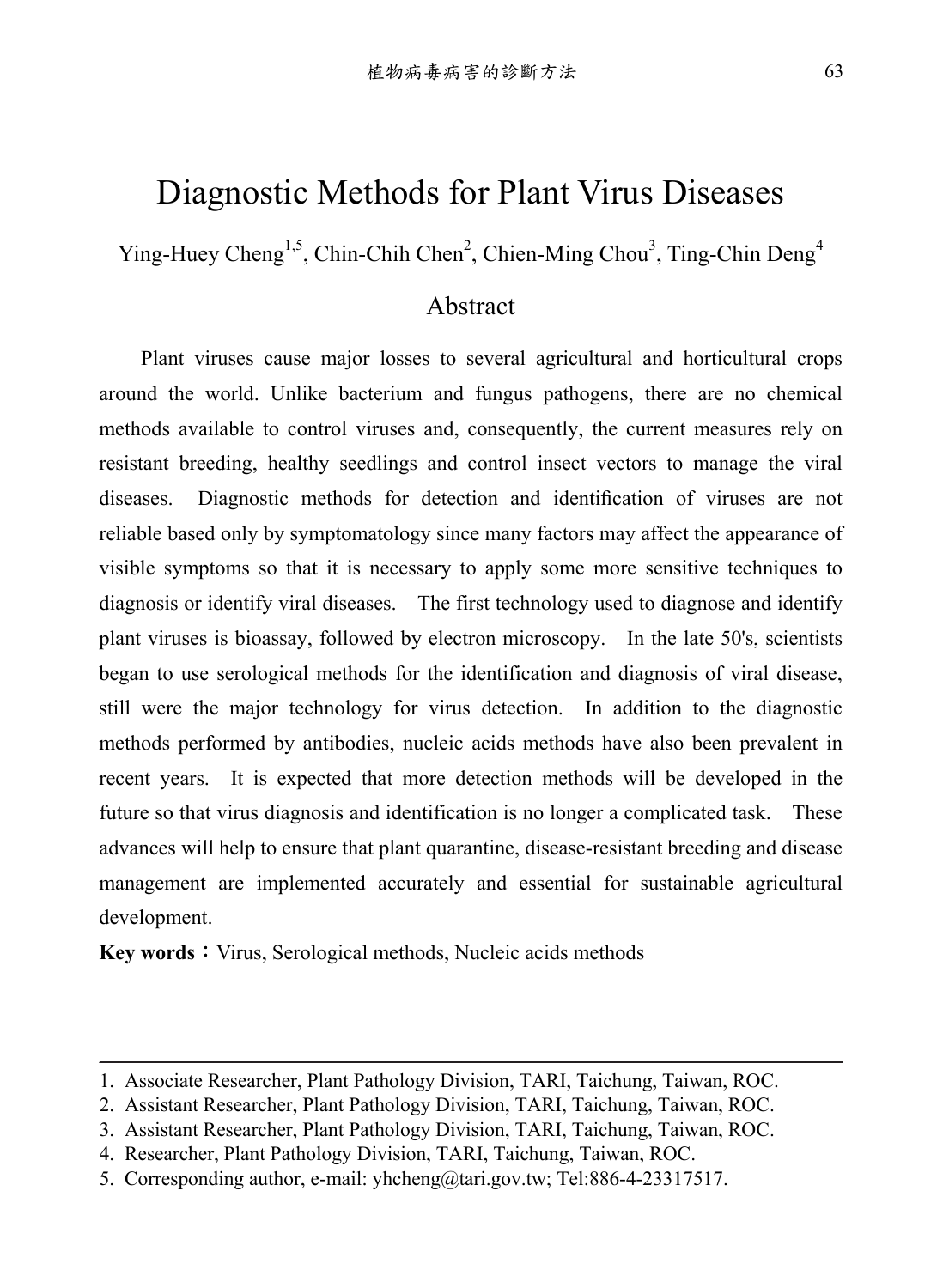# Diagnostic Methods for Plant Virus Diseases

Ying-Huey Cheng[1,5], Chin-Chih Chen[2], Chien-Ming Chou[3], Ting-Chin Deng[4]

## Abstract

Plant viruses cause major losses to several agricultural and horticultural crops around the world. Unlike bacterium and fungus pathogens, there are no chemical methods available to control viruses and, consequently, the current measures rely on resistant breeding, healthy seedlings and control insect vectors to manage the viral diseases. Diagnostic methods for detection and identification of viruses are not reliable based only by symptomatology since many factors may affect the appearance of visible symptoms so that it is necessary to apply some more sensitive techniques to diagnosis or identify viral diseases. The first technology used to diagnose and identify plant viruses is bioassay, followed by electron microscopy. In the late 50's, scientists began to use serological methods for the identification and diagnosis of viral disease, still were the major technology for virus detection. In addition to the diagnostic methods performed by antibodies, nucleic acids methods have also been prevalent in recent years. It is expected that more detection methods will be developed in the future so that virus diagnosis and identification is no longer a complicated task. These advances will help to ensure that plant quarantine, disease-resistant breeding and disease management are implemented accurately and essential for sustainable agricultural development.

**Key words**：Virus, Serological methods, Nucleic acids methods

---

1. Associate Researcher, Plant Pathology Division, TARI, Taichung, Taiwan, ROC.
2. Assistant Researcher, Plant Pathology Division, TARI, Taichung, Taiwan, ROC.
3. Assistant Researcher, Plant Pathology Division, TARI, Taichung, Taiwan, ROC.
4. Researcher, Plant Pathology Division, TARI, Taichung, Taiwan, ROC.
5. Corresponding author, e-mail: yhcheng@tari.gov.tw; Tel:886-4-23317517.